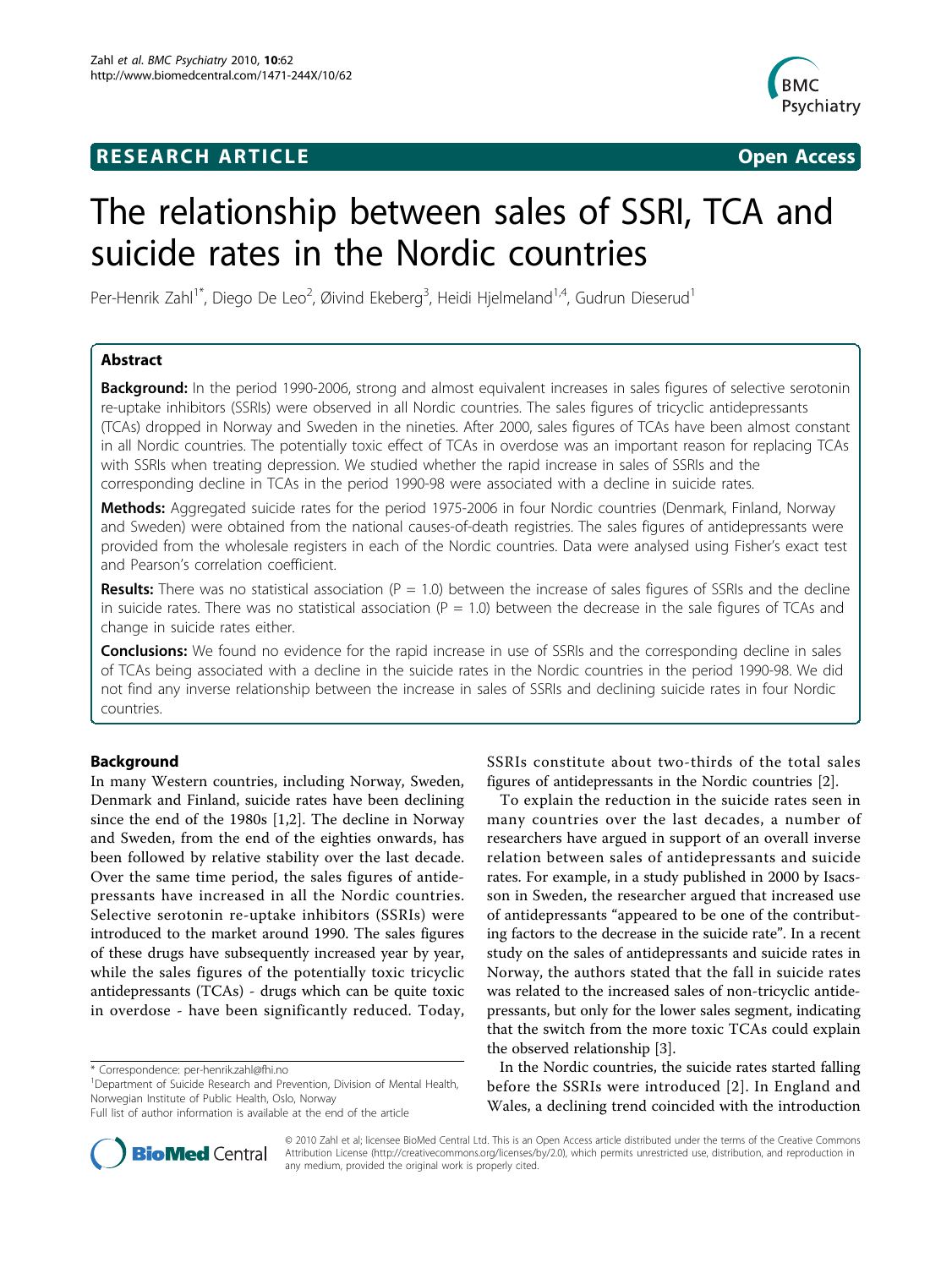RESEARCH ARTICLE

Open Access

# The relationship between sales of SSRI, TCA and suicide rates in the Nordic countries

Per-Henrik Zahl[1*], Diego De Leo[2], Øivind Ekeberg[3], Heidi Hjelmeland[1,4], Gudrun Dieserud[1]

## Abstract

**Background:** In the period 1990-2006, strong and almost equivalent increases in sales figures of selective serotonin re-uptake inhibitors (SSRIs) were observed in all Nordic countries. The sales figures of tricyclic antidepressants (TCAs) dropped in Norway and Sweden in the nineties. After 2000, sales figures of TCAs have been almost constant in all Nordic countries. The potentially toxic effect of TCAs in overdose was an important reason for replacing TCAs with SSRIs when treating depression. We studied whether the rapid increase in sales of SSRIs and the corresponding decline in TCAs in the period 1990-98 were associated with a decline in suicide rates.

**Methods:** Aggregated suicide rates for the period 1975-2006 in four Nordic countries (Denmark, Finland, Norway and Sweden) were obtained from the national causes-of-death registries. The sales figures of antidepressants were provided from the wholesale registers in each of the Nordic countries. Data were analysed using Fisher's exact test and Pearson's correlation coefficient.

**Results:** There was no statistical association ($P = 1.0$) between the increase of sales figures of SSRIs and the decline in suicide rates. There was no statistical association ($P = 1.0$) between the decrease in the sale figures of TCAs and change in suicide rates either.

**Conclusions:** We found no evidence for the rapid increase in use of SSRIs and the corresponding decline in sales of TCAs being associated with a decline in the suicide rates in the Nordic countries in the period 1990-98. We did not find any inverse relationship between the increase in sales of SSRIs and declining suicide rates in four Nordic countries.

## Background

In many Western countries, including Norway, Sweden, Denmark and Finland, suicide rates have been declining since the end of the 1980s [1,2]. The decline in Norway and Sweden, from the end of the eighties onwards, has been followed by relative stability over the last decade. Over the same time period, the sales figures of antidepressants have increased in all the Nordic countries. Selective serotonin re-uptake inhibitors (SSRIs) were introduced to the market around 1990. The sales figures of these drugs have subsequently increased year by year, while the sales figures of the potentially toxic tricyclic antidepressants (TCAs) - drugs which can be quite toxic in overdose - have been significantly reduced. Today, SSRIs constitute about two-thirds of the total sales figures of antidepressants in the Nordic countries [2].

To explain the reduction in the suicide rates seen in many countries over the last decades, a number of researchers have argued in support of an overall inverse relation between sales of antidepressants and suicide rates. For example, in a study published in 2000 by Isacsson in Sweden, the researcher argued that increased use of antidepressants "appeared to be one of the contributing factors to the decrease in the suicide rate". In a recent study on the sales of antidepressants and suicide rates in Norway, the authors stated that the fall in suicide rates was related to the increased sales of non-tricyclic antidepressants, but only for the lower sales segment, indicating that the switch from the more toxic TCAs could explain the observed relationship [3].

In the Nordic countries, the suicide rates started falling before the SSRIs were introduced [2]. In England and Wales, a declining trend coincided with the introduction

\* Correspondence: per-henrik.zahl@fhi.no
[1]Department of Suicide Research and Prevention, Division of Mental Health, Norwegian Institute of Public Health, Oslo, Norway
Full list of author information is available at the end of the article

© 2010 Zahl et al; licensee BioMed Central Ltd. This is an Open Access article distributed under the terms of the Creative Commons Attribution License (http://creativecommons.org/licenses/by/2.0), which permits unrestricted use, distribution, and reproduction in any medium, provided the original work is properly cited.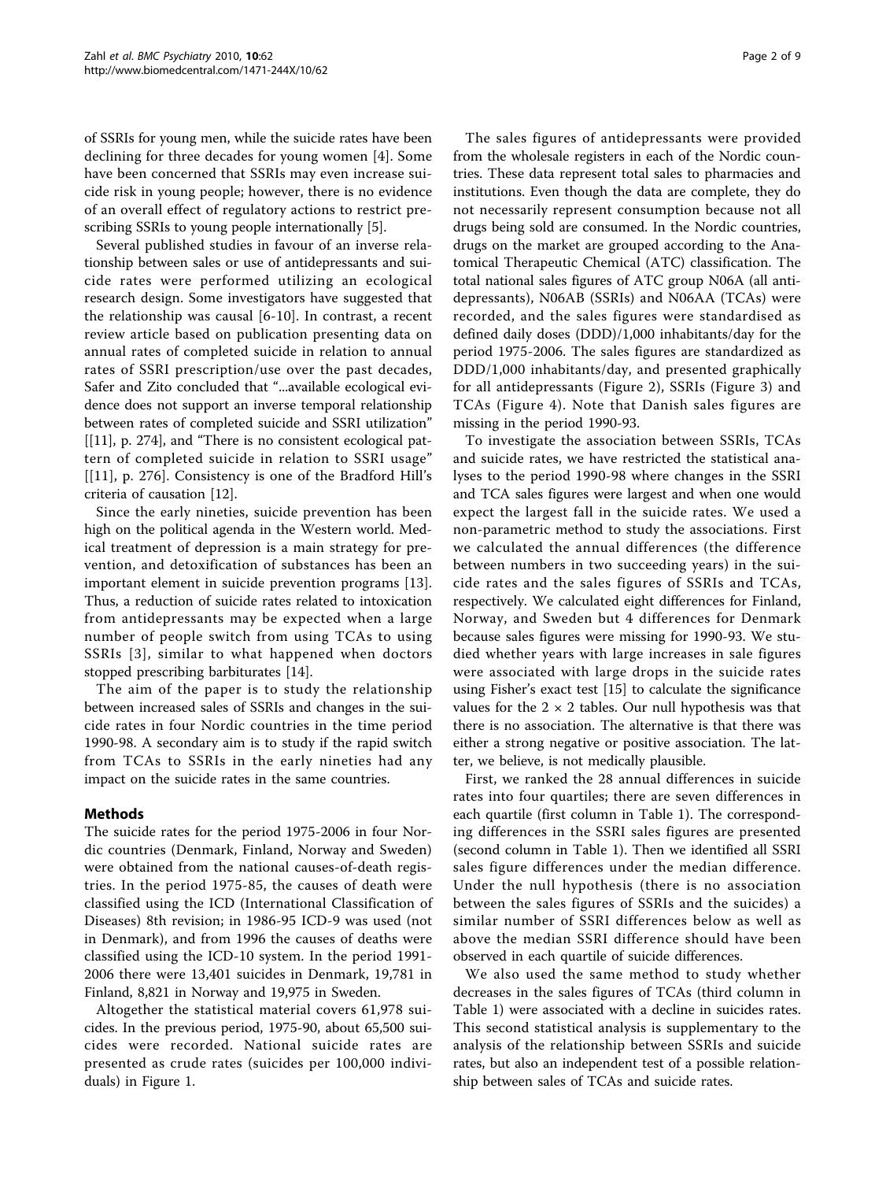of SSRIs for young men, while the suicide rates have been declining for three decades for young women [4]. Some have been concerned that SSRIs may even increase suicide risk in young people; however, there is no evidence of an overall effect of regulatory actions to restrict prescribing SSRIs to young people internationally [5].

Several published studies in favour of an inverse relationship between sales or use of antidepressants and suicide rates were performed utilizing an ecological research design. Some investigators have suggested that the relationship was causal [6-10]. In contrast, a recent review article based on publication presenting data on annual rates of completed suicide in relation to annual rates of SSRI prescription/use over the past decades, Safer and Zito concluded that "...available ecological evidence does not support an inverse temporal relationship between rates of completed suicide and SSRI utilization" [[11], p. 274], and "There is no consistent ecological pattern of completed suicide in relation to SSRI usage" [[11], p. 276]. Consistency is one of the Bradford Hill's criteria of causation [12].

Since the early nineties, suicide prevention has been high on the political agenda in the Western world. Medical treatment of depression is a main strategy for prevention, and detoxification of substances has been an important element in suicide prevention programs [13]. Thus, a reduction of suicide rates related to intoxication from antidepressants may be expected when a large number of people switch from using TCAs to using SSRIs [3], similar to what happened when doctors stopped prescribing barbiturates [14].

The aim of the paper is to study the relationship between increased sales of SSRIs and changes in the suicide rates in four Nordic countries in the time period 1990-98. A secondary aim is to study if the rapid switch from TCAs to SSRIs in the early nineties had any impact on the suicide rates in the same countries.

## Methods

The suicide rates for the period 1975-2006 in four Nordic countries (Denmark, Finland, Norway and Sweden) were obtained from the national causes-of-death registries. In the period 1975-85, the causes of death were classified using the ICD (International Classification of Diseases) 8th revision; in 1986-95 ICD-9 was used (not in Denmark), and from 1996 the causes of deaths were classified using the ICD-10 system. In the period 1991-2006 there were 13,401 suicides in Denmark, 19,781 in Finland, 8,821 in Norway and 19,975 in Sweden.

Altogether the statistical material covers 61,978 suicides. In the previous period, 1975-90, about 65,500 suicides were recorded. National suicide rates are presented as crude rates (suicides per 100,000 individuals) in Figure 1.

The sales figures of antidepressants were provided from the wholesale registers in each of the Nordic countries. These data represent total sales to pharmacies and institutions. Even though the data are complete, they do not necessarily represent consumption because not all drugs being sold are consumed. In the Nordic countries, drugs on the market are grouped according to the Anatomical Therapeutic Chemical (ATC) classification. The total national sales figures of ATC group N06A (all antidepressants), N06AB (SSRIs) and N06AA (TCAs) were recorded, and the sales figures were standardised as defined daily doses (DDD)/1,000 inhabitants/day for the period 1975-2006. The sales figures are standardized as DDD/1,000 inhabitants/day, and presented graphically for all antidepressants (Figure 2), SSRIs (Figure 3) and TCAs (Figure 4). Note that Danish sales figures are missing in the period 1990-93.

To investigate the association between SSRIs, TCAs and suicide rates, we have restricted the statistical analyses to the period 1990-98 where changes in the SSRI and TCA sales figures were largest and when one would expect the largest fall in the suicide rates. We used a non-parametric method to study the associations. First we calculated the annual differences (the difference between numbers in two succeeding years) in the suicide rates and the sales figures of SSRIs and TCAs, respectively. We calculated eight differences for Finland, Norway, and Sweden but 4 differences for Denmark because sales figures were missing for 1990-93. We studied whether years with large increases in sale figures were associated with large drops in the suicide rates using Fisher's exact test [15] to calculate the significance values for the $2 \times 2$ tables. Our null hypothesis was that there is no association. The alternative is that there was either a strong negative or positive association. The latter, we believe, is not medically plausible.

First, we ranked the 28 annual differences in suicide rates into four quartiles; there are seven differences in each quartile (first column in Table 1). The corresponding differences in the SSRI sales figures are presented (second column in Table 1). Then we identified all SSRI sales figure differences under the median difference. Under the null hypothesis (there is no association between the sales figures of SSRIs and the suicides) a similar number of SSRI differences below as well as above the median SSRI difference should have been observed in each quartile of suicide differences.

We also used the same method to study whether decreases in the sales figures of TCAs (third column in Table 1) were associated with a decline in suicides rates. This second statistical analysis is supplementary to the analysis of the relationship between SSRIs and suicide rates, but also an independent test of a possible relationship between sales of TCAs and suicide rates.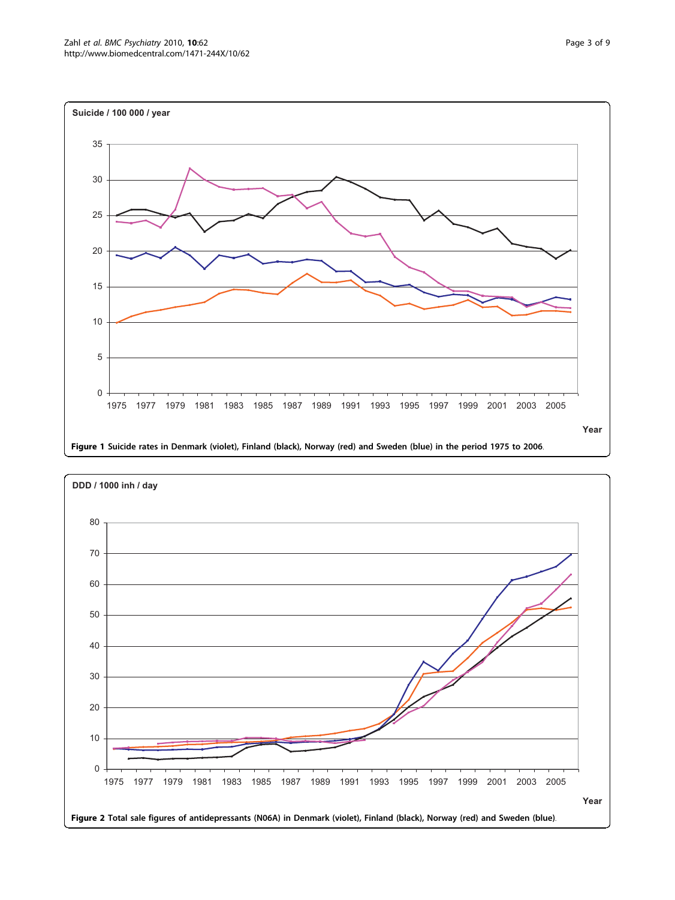Suicide / 100 000 / year

35
30
25
20
15
10
5
0

1975 1977 1979 1981 1983 1985 1987 1989 1991 1993 1995 1997 1999 2001 2003 2005

Year

**Figure 1 Suicide rates in Denmark (violet), Finland (black), Norway (red) and Sweden (blue) in the period 1975 to 2006**.

DDD / 1000 inh / day

80
70
60
50
40
30
20
10
0

1975 1977 1979 1981 1983 1985 1987 1989 1991 1993 1995 1997 1999 2001 2003 2005

Year

**Figure 2 Total sale figures of antidepressants (N06A) in Denmark (violet), Finland (black), Norway (red) and Sweden (blue)**.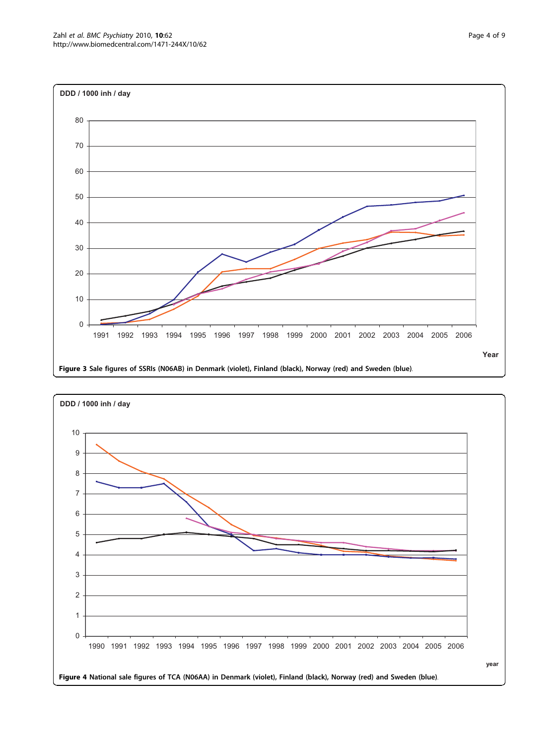DDD / 1000 inh / day

80
70
60
50
40
30
20
10
0

1991 1992 1993 1994 1995 1996 1997 1998 1999 2000 2001 2002 2003 2004 2005 2006

Year

**Figure 3** Sale figures of SSRIs (N06AB) in Denmark (violet), Finland (black), Norway (red) and Sweden (blue).

DDD / 1000 inh / day

10
9
8
7
6
5
4
3
2
1
0

1990 1991 1992 1993 1994 1995 1996 1997 1998 1999 2000 2001 2002 2003 2004 2005 2006

year

**Figure 4** National sale figures of TCA (N06AA) in Denmark (violet), Finland (black), Norway (red) and Sweden (blue).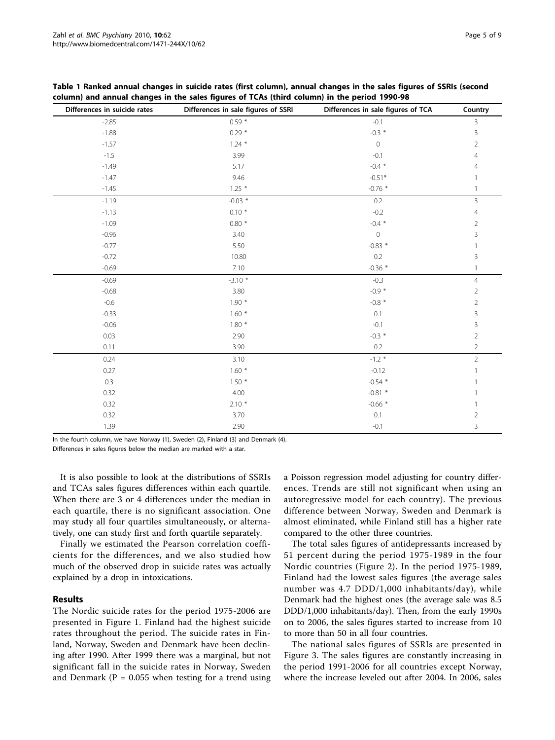**Table 1 Ranked annual changes in suicide rates (first column), annual changes in the sales figures of SSRIs (second column) and annual changes in the sales figures of TCAs (third column) in the period 1990-98**

| Differences in suicide rates | Differences in sale figures of SSRI | Differences in sale figures of TCA | Country |
|---|---|---|---|
| -2.85 | 0.59 * | -0.1 | 3 |
| -1.88 | 0.29 * | -0.3 * | 3 |
| -1.57 | 1.24 * | 0 | 2 |
| -1.5 | 3.99 | -0.1 | 4 |
| -1.49 | 5.17 | -0.4 * | 4 |
| -1.47 | 9.46 | -0.51* | 1 |
| -1.45 | 1.25 * | -0.76 * | 1 |
| -1.19 | -0.03 * | 0.2 | 3 |
| -1.13 | 0.10 * | -0.2 | 4 |
| -1.09 | 0.80 * | -0.4 * | 2 |
| -0.96 | 3.40 | 0 | 3 |
| -0.77 | 5.50 | -0.83 * | 1 |
| -0.72 | 10.80 | 0.2 | 3 |
| -0.69 | 7.10 | -0.36 * | 1 |
| -0.69 | -3.10 * | -0.3 | 4 |
| -0.68 | 3.80 | -0.9 * | 2 |
| -0.6 | 1.90 * | -0.8 * | 2 |
| -0.33 | 1.60 * | 0.1 | 3 |
| -0.06 | 1.80 * | -0.1 | 3 |
| 0.03 | 2.90 | -0.3 * | 2 |
| 0.11 | 3.90 | 0.2 | 2 |
| 0.24 | 3.10 | -1.2 * | 2 |
| 0.27 | 1.60 * | -0.12 | 1 |
| 0.3 | 1.50 * | -0.54 * | 1 |
| 0.32 | 4.00 | -0.81 * | 1 |
| 0.32 | 2.10 * | -0.66 * | 1 |
| 0.32 | 3.70 | 0.1 | 2 |
| 1.39 | 2.90 | -0.1 | 3 |

In the fourth column, we have Norway (1), Sweden (2), Finland (3) and Denmark (4).

Differences in sales figures below the median are marked with a star.

It is also possible to look at the distributions of SSRIs and TCAs sales figures differences within each quartile. When there are 3 or 4 differences under the median in each quartile, there is no significant association. One may study all four quartiles simultaneously, or alternatively, one can study first and forth quartile separately.

Finally we estimated the Pearson correlation coefficients for the differences, and we also studied how much of the observed drop in suicide rates was actually explained by a drop in intoxications.

## Results

The Nordic suicide rates for the period 1975-2006 are presented in Figure 1. Finland had the highest suicide rates throughout the period. The suicide rates in Finland, Norway, Sweden and Denmark have been declining after 1990. After 1999 there was a marginal, but not significant fall in the suicide rates in Norway, Sweden and Denmark ($P = 0.055$ when testing for a trend using a Poisson regression model adjusting for country differences. Trends are still not significant when using an autoregressive model for each country). The previous difference between Norway, Sweden and Denmark is almost eliminated, while Finland still has a higher rate compared to the other three countries.

The total sales figures of antidepressants increased by 51 percent during the period 1975-1989 in the four Nordic countries (Figure 2). In the period 1975-1989, Finland had the lowest sales figures (the average sales number was 4.7 DDD/1,000 inhabitants/day), while Denmark had the highest ones (the average sale was 8.5 DDD/1,000 inhabitants/day). Then, from the early 1990s on to 2006, the sales figures started to increase from 10 to more than 50 in all four countries.

The national sales figures of SSRIs are presented in Figure 3. The sales figures are constantly increasing in the period 1991-2006 for all countries except Norway, where the increase leveled out after 2004. In 2006, sales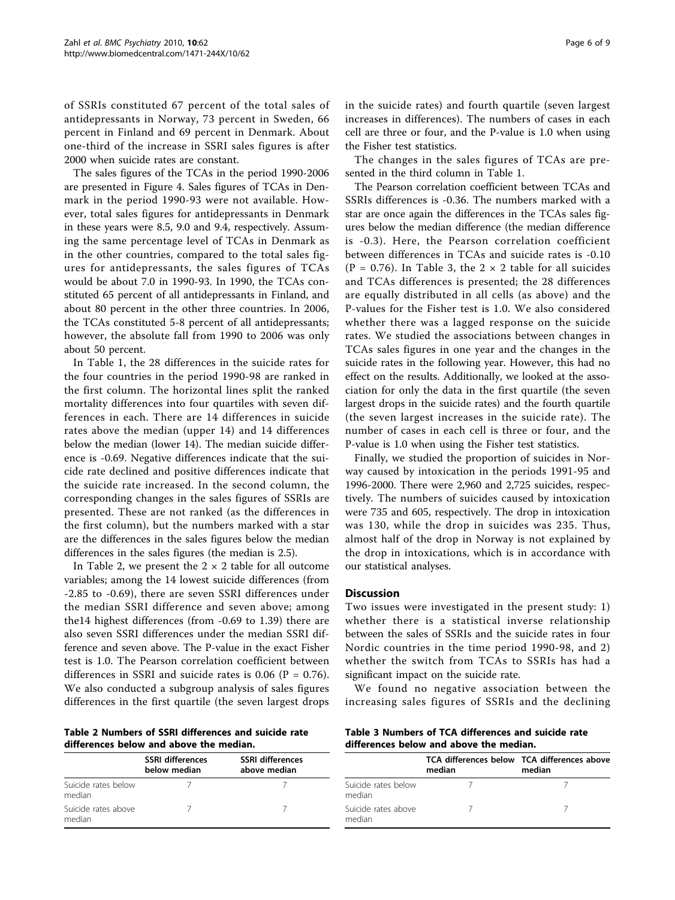of SSRIs constituted 67 percent of the total sales of antidepressants in Norway, 73 percent in Sweden, 66 percent in Finland and 69 percent in Denmark. About one-third of the increase in SSRI sales figures is after 2000 when suicide rates are constant.

The sales figures of the TCAs in the period 1990-2006 are presented in Figure 4. Sales figures of TCAs in Denmark in the period 1990-93 were not available. However, total sales figures for antidepressants in Denmark in these years were 8.5, 9.0 and 9.4, respectively. Assuming the same percentage level of TCAs in Denmark as in the other countries, compared to the total sales figures for antidepressants, the sales figures of TCAs would be about 7.0 in 1990-93. In 1990, the TCAs constituted 65 percent of all antidepressants in Finland, and about 80 percent in the other three countries. In 2006, the TCAs constituted 5-8 percent of all antidepressants; however, the absolute fall from 1990 to 2006 was only about 50 percent.

In Table 1, the 28 differences in the suicide rates for the four countries in the period 1990-98 are ranked in the first column. The horizontal lines split the ranked mortality differences into four quartiles with seven differences in each. There are 14 differences in suicide rates above the median (upper 14) and 14 differences below the median (lower 14). The median suicide difference is -0.69. Negative differences indicate that the suicide rate declined and positive differences indicate that the suicide rate increased. In the second column, the corresponding changes in the sales figures of SSRIs are presented. These are not ranked (as the differences in the first column), but the numbers marked with a star are the differences in the sales figures below the median differences in the sales figures (the median is 2.5).

In Table 2, we present the 2 × 2 table for all outcome variables; among the 14 lowest suicide differences (from -2.85 to -0.69), there are seven SSRI differences under the median SSRI difference and seven above; among the14 highest differences (from -0.69 to 1.39) there are also seven SSRI differences under the median SSRI difference and seven above. The P-value in the exact Fisher test is 1.0. The Pearson correlation coefficient between differences in SSRI and suicide rates is 0.06 (P = 0.76). We also conducted a subgroup analysis of sales figures differences in the first quartile (the seven largest drops in the suicide rates) and fourth quartile (seven largest increases in differences). The numbers of cases in each cell are three or four, and the P-value is 1.0 when using the Fisher test statistics.

The changes in the sales figures of TCAs are presented in the third column in Table 1.

The Pearson correlation coefficient between TCAs and SSRIs differences is -0.36. The numbers marked with a star are once again the differences in the TCAs sales figures below the median difference (the median difference is -0.3). Here, the Pearson correlation coefficient between differences in TCAs and suicide rates is -0.10 (P = 0.76). In Table 3, the 2 × 2 table for all suicides and TCAs differences is presented; the 28 differences are equally distributed in all cells (as above) and the P-values for the Fisher test is 1.0. We also considered whether there was a lagged response on the suicide rates. We studied the associations between changes in TCAs sales figures in one year and the changes in the suicide rates in the following year. However, this had no effect on the results. Additionally, we looked at the association for only the data in the first quartile (the seven largest drops in the suicide rates) and the fourth quartile (the seven largest increases in the suicide rate). The number of cases in each cell is three or four, and the P-value is 1.0 when using the Fisher test statistics.

Finally, we studied the proportion of suicides in Norway caused by intoxication in the periods 1991-95 and 1996-2000. There were 2,960 and 2,725 suicides, respectively. The numbers of suicides caused by intoxication were 735 and 605, respectively. The drop in intoxication was 130, while the drop in suicides was 235. Thus, almost half of the drop in Norway is not explained by the drop in intoxications, which is in accordance with our statistical analyses.

## Discussion

Two issues were investigated in the present study: 1) whether there is a statistical inverse relationship between the sales of SSRIs and the suicide rates in four Nordic countries in the time period 1990-98, and 2) whether the switch from TCAs to SSRIs has had a significant impact on the suicide rate.

We found no negative association between the increasing sales figures of SSRIs and the declining

**Table 2 Numbers of SSRI differences and suicide rate differences below and above the median.**

| | SSRI differences below median | SSRI differences above median |
|---|---|---|
| Suicide rates below median | 7 | 7 |
| Suicide rates above median | 7 | 7 |

**Table 3 Numbers of TCA differences and suicide rate differences below and above the median.**

| | TCA differences below median | TCA differences above median |
|---|---|---|
| Suicide rates below median | 7 | 7 |
| Suicide rates above median | 7 | 7 |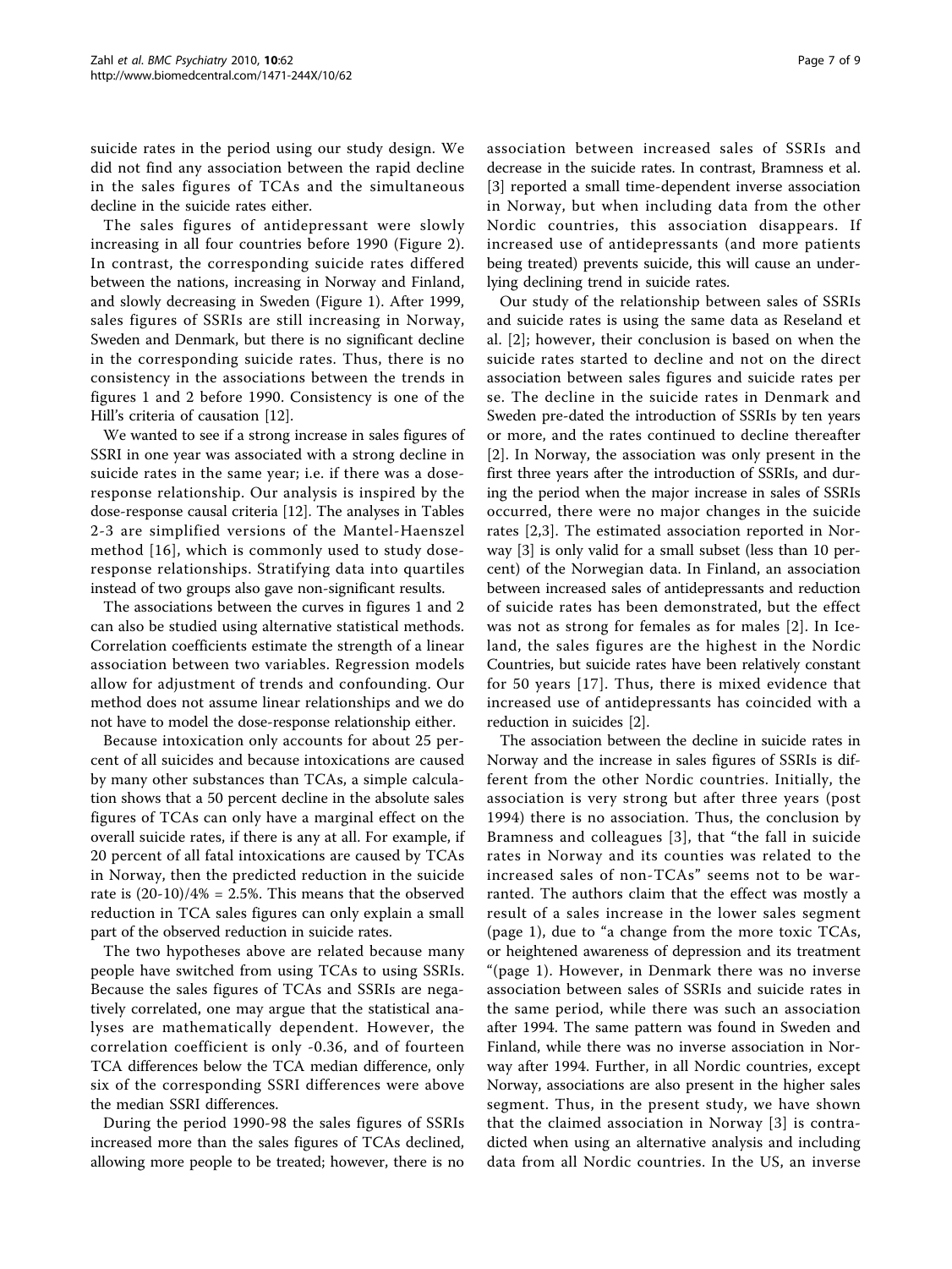suicide rates in the period using our study design. We did not find any association between the rapid decline in the sales figures of TCAs and the simultaneous decline in the suicide rates either.

The sales figures of antidepressant were slowly increasing in all four countries before 1990 (Figure 2). In contrast, the corresponding suicide rates differed between the nations, increasing in Norway and Finland, and slowly decreasing in Sweden (Figure 1). After 1999, sales figures of SSRIs are still increasing in Norway, Sweden and Denmark, but there is no significant decline in the corresponding suicide rates. Thus, there is no consistency in the associations between the trends in figures 1 and 2 before 1990. Consistency is one of the Hill's criteria of causation [12].

We wanted to see if a strong increase in sales figures of SSRI in one year was associated with a strong decline in suicide rates in the same year; i.e. if there was a dose-response relationship. Our analysis is inspired by the dose-response causal criteria [12]. The analyses in Tables 2-3 are simplified versions of the Mantel-Haenszel method [16], which is commonly used to study dose-response relationships. Stratifying data into quartiles instead of two groups also gave non-significant results.

The associations between the curves in figures 1 and 2 can also be studied using alternative statistical methods. Correlation coefficients estimate the strength of a linear association between two variables. Regression models allow for adjustment of trends and confounding. Our method does not assume linear relationships and we do not have to model the dose-response relationship either.

Because intoxication only accounts for about 25 percent of all suicides and because intoxications are caused by many other substances than TCAs, a simple calculation shows that a 50 percent decline in the absolute sales figures of TCAs can only have a marginal effect on the overall suicide rates, if there is any at all. For example, if 20 percent of all fatal intoxications are caused by TCAs in Norway, then the predicted reduction in the suicide rate is $(20\text{-}10)/4\% = 2.5\%$. This means that the observed reduction in TCA sales figures can only explain a small part of the observed reduction in suicide rates.

The two hypotheses above are related because many people have switched from using TCAs to using SSRIs. Because the sales figures of TCAs and SSRIs are negatively correlated, one may argue that the statistical analyses are mathematically dependent. However, the correlation coefficient is only -0.36, and of fourteen TCA differences below the TCA median difference, only six of the corresponding SSRI differences were above the median SSRI differences.

During the period 1990-98 the sales figures of SSRIs increased more than the sales figures of TCAs declined, allowing more people to be treated; however, there is no association between increased sales of SSRIs and decrease in the suicide rates. In contrast, Bramness et al. [3] reported a small time-dependent inverse association in Norway, but when including data from the other Nordic countries, this association disappears. If increased use of antidepressants (and more patients being treated) prevents suicide, this will cause an underlying declining trend in suicide rates.

Our study of the relationship between sales of SSRIs and suicide rates is using the same data as Reseland et al. [2]; however, their conclusion is based on when the suicide rates started to decline and not on the direct association between sales figures and suicide rates per se. The decline in the suicide rates in Denmark and Sweden pre-dated the introduction of SSRIs by ten years or more, and the rates continued to decline thereafter [2]. In Norway, the association was only present in the first three years after the introduction of SSRIs, and during the period when the major increase in sales of SSRIs occurred, there were no major changes in the suicide rates [2,3]. The estimated association reported in Norway [3] is only valid for a small subset (less than 10 percent) of the Norwegian data. In Finland, an association between increased sales of antidepressants and reduction of suicide rates has been demonstrated, but the effect was not as strong for females as for males [2]. In Iceland, the sales figures are the highest in the Nordic Countries, but suicide rates have been relatively constant for 50 years [17]. Thus, there is mixed evidence that increased use of antidepressants has coincided with a reduction in suicides [2].

The association between the decline in suicide rates in Norway and the increase in sales figures of SSRIs is different from the other Nordic countries. Initially, the association is very strong but after three years (post 1994) there is no association. Thus, the conclusion by Bramness and colleagues [3], that "the fall in suicide rates in Norway and its counties was related to the increased sales of non-TCAs" seems not to be warranted. The authors claim that the effect was mostly a result of a sales increase in the lower sales segment (page 1), due to "a change from the more toxic TCAs, or heightened awareness of depression and its treatment "(page 1). However, in Denmark there was no inverse association between sales of SSRIs and suicide rates in the same period, while there was such an association after 1994. The same pattern was found in Sweden and Finland, while there was no inverse association in Norway after 1994. Further, in all Nordic countries, except Norway, associations are also present in the higher sales segment. Thus, in the present study, we have shown that the claimed association in Norway [3] is contradicted when using an alternative analysis and including data from all Nordic countries. In the US, an inverse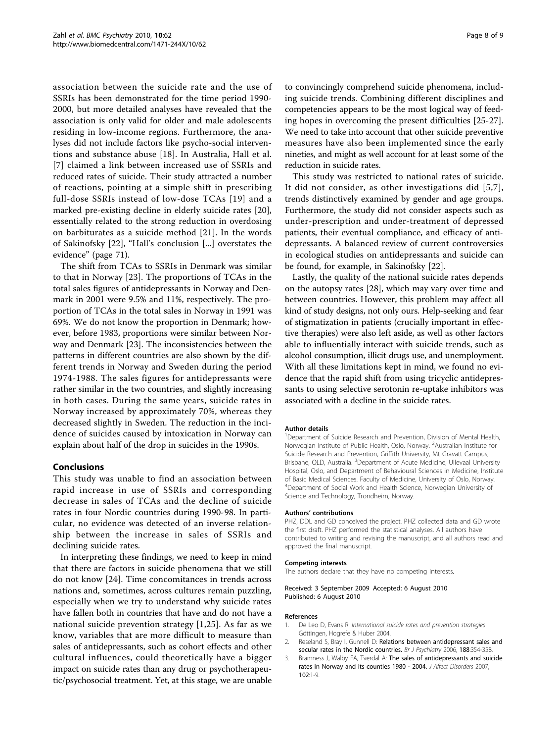association between the suicide rate and the use of SSRIs has been demonstrated for the time period 1990-2000, but more detailed analyses have revealed that the association is only valid for older and male adolescents residing in low-income regions. Furthermore, the analyses did not include factors like psycho-social interventions and substance abuse [18]. In Australia, Hall et al. [7] claimed a link between increased use of SSRIs and reduced rates of suicide. Their study attracted a number of reactions, pointing at a simple shift in prescribing full-dose SSRIs instead of low-dose TCAs [19] and a marked pre-existing decline in elderly suicide rates [20], essentially related to the strong reduction in overdosing on barbiturates as a suicide method [21]. In the words of Sakinofsky [22], "Hall's conclusion [...] overstates the evidence" (page 71).

The shift from TCAs to SSRIs in Denmark was similar to that in Norway [23]. The proportions of TCAs in the total sales figures of antidepressants in Norway and Denmark in 2001 were 9.5% and 11%, respectively. The proportion of TCAs in the total sales in Norway in 1991 was 69%. We do not know the proportion in Denmark; however, before 1983, proportions were similar between Norway and Denmark [23]. The inconsistencies between the patterns in different countries are also shown by the different trends in Norway and Sweden during the period 1974-1988. The sales figures for antidepressants were rather similar in the two countries, and slightly increasing in both cases. During the same years, suicide rates in Norway increased by approximately 70%, whereas they decreased slightly in Sweden. The reduction in the incidence of suicides caused by intoxication in Norway can explain about half of the drop in suicides in the 1990s.

## Conclusions

This study was unable to find an association between rapid increase in use of SSRIs and corresponding decrease in sales of TCAs and the decline of suicide rates in four Nordic countries during 1990-98. In particular, no evidence was detected of an inverse relationship between the increase in sales of SSRIs and declining suicide rates.

In interpreting these findings, we need to keep in mind that there are factors in suicide phenomena that we still do not know [24]. Time concomitances in trends across nations and, sometimes, across cultures remain puzzling, especially when we try to understand why suicide rates have fallen both in countries that have and do not have a national suicide prevention strategy [1,25]. As far as we know, variables that are more difficult to measure than sales of antidepressants, such as cohort effects and other cultural influences, could theoretically have a bigger impact on suicide rates than any drug or psychotherapeutic/psychosocial treatment. Yet, at this stage, we are unable to convincingly comprehend suicide phenomena, including suicide trends. Combining different disciplines and competencies appears to be the most logical way of feeding hopes in overcoming the present difficulties [25-27]. We need to take into account that other suicide preventive measures have also been implemented since the early nineties, and might as well account for at least some of the reduction in suicide rates.

This study was restricted to national rates of suicide. It did not consider, as other investigations did [5,7], trends distinctively examined by gender and age groups. Furthermore, the study did not consider aspects such as under-prescription and under-treatment of depressed patients, their eventual compliance, and efficacy of antidepressants. A balanced review of current controversies in ecological studies on antidepressants and suicide can be found, for example, in Sakinofsky [22].

Lastly, the quality of the national suicide rates depends on the autopsy rates [28], which may vary over time and between countries. However, this problem may affect all kind of study designs, not only ours. Help-seeking and fear of stigmatization in patients (crucially important in effective therapies) were also left aside, as well as other factors able to influentially interact with suicide trends, such as alcohol consumption, illicit drugs use, and unemployment. With all these limitations kept in mind, we found no evidence that the rapid shift from using tricyclic antidepressants to using selective serotonin re-uptake inhibitors was associated with a decline in the suicide rates.

#### Author details

[1]Department of Suicide Research and Prevention, Division of Mental Health, Norwegian Institute of Public Health, Oslo, Norway. [2]Australian Institute for Suicide Research and Prevention, Griffith University, Mt Gravatt Campus, Brisbane, QLD, Australia. [3]Department of Acute Medicine, Ullevaal University Hospital, Oslo, and Department of Behavioural Sciences in Medicine, Institute of Basic Medical Sciences. Faculty of Medicine, University of Oslo, Norway. [4]Department of Social Work and Health Science, Norwegian University of Science and Technology, Trondheim, Norway.

#### Authors' contributions

PHZ, DDL and GD conceived the project. PHZ collected data and GD wrote the first draft. PHZ performed the statistical analyses. All authors have contributed to writing and revising the manuscript, and all authors read and approved the final manuscript.

#### Competing interests

The authors declare that they have no competing interests.

Received: 3 September 2009 Accepted: 6 August 2010
Published: 6 August 2010

#### References

1. De Leo D, Evans R: *International suicide rates and prevention strategies* Göttingen, Hogrefe & Huber 2004.
2. Reseland S, Bray I, Gunnell D: **Relations between antidepressant sales and secular rates in the Nordic countries.** *Br J Psychiatry* 2006, **188**:354-358.
3. Bramness J, Walby FA, Tverdal A: **The sales of antidepressants and suicide rates in Norway and its counties 1980 - 2004.** *J Affect Disorders* 2007, **102**:1-9.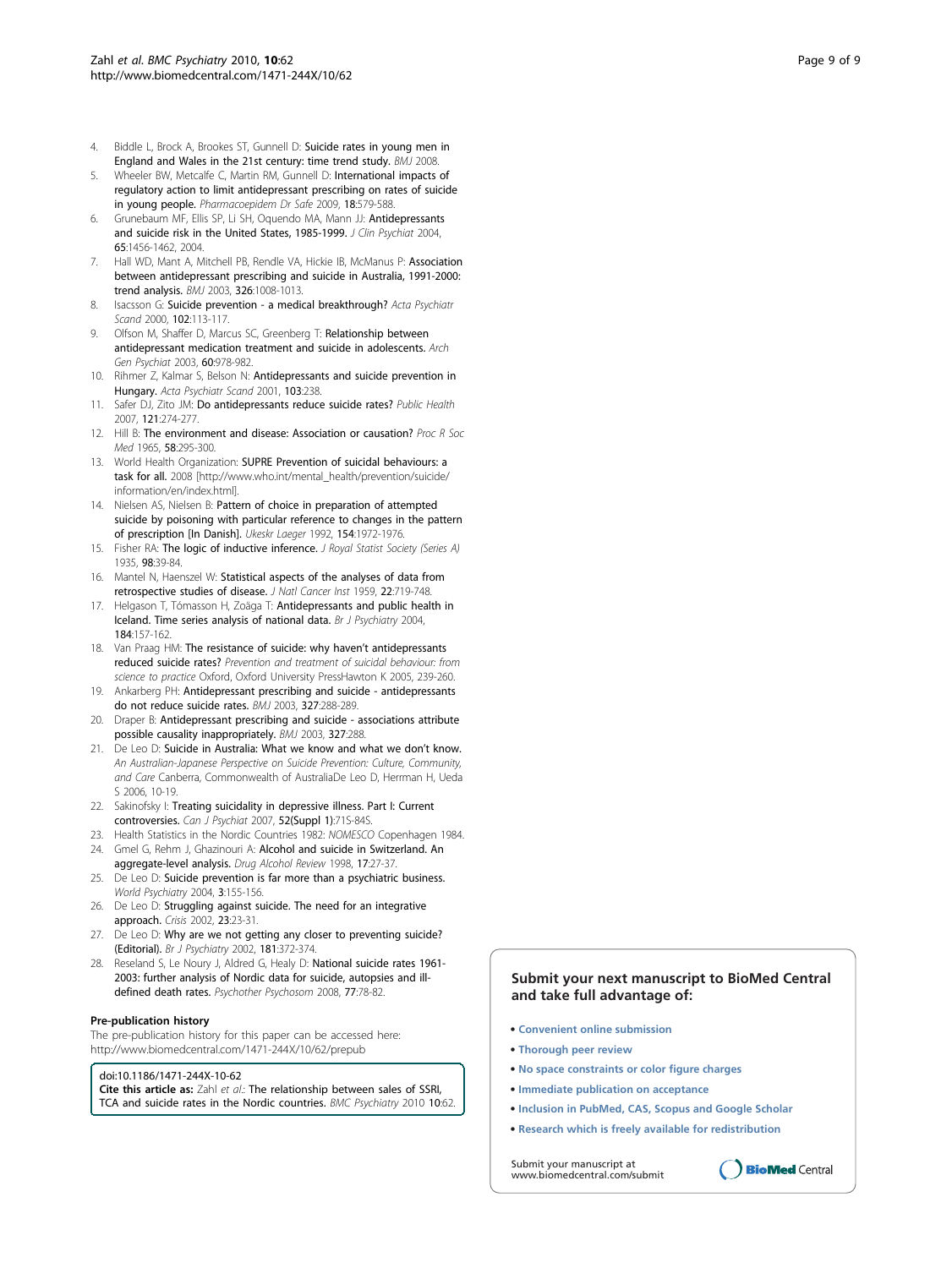4. Biddle L, Brock A, Brookes ST, Gunnell D: **Suicide rates in young men in England and Wales in the 21st century: time trend study.** *BMJ* 2008.
5. Wheeler BW, Metcalfe C, Martin RM, Gunnell D: **International impacts of regulatory action to limit antidepressant prescribing on rates of suicide in young people.** *Pharmacoepidem Dr Safe* 2009, **18**:579-588.
6. Grunebaum MF, Ellis SP, Li SH, Oquendo MA, Mann JJ: **Antidepressants and suicide risk in the United States, 1985-1999.** *J Clin Psychiat* 2004, **65**:1456-1462, 2004.
7. Hall WD, Mant A, Mitchell PB, Rendle VA, Hickie IB, McManus P: **Association between antidepressant prescribing and suicide in Australia, 1991-2000: trend analysis.** *BMJ* 2003, **326**:1008-1013.
8. Isacsson G: **Suicide prevention - a medical breakthrough?** *Acta Psychiatr Scand* 2000, **102**:113-117.
9. Olfson M, Shaffer D, Marcus SC, Greenberg T: **Relationship between antidepressant medication treatment and suicide in adolescents.** *Arch Gen Psychiat* 2003, **60**:978-982.
10. Rihmer Z, Kalmar S, Belson N: **Antidepressants and suicide prevention in Hungary.** *Acta Psychiatr Scand* 2001, **103**:238.
11. Safer DJ, Zito JM: **Do antidepressants reduce suicide rates?** *Public Health* 2007, **121**:274-277.
12. Hill B: **The environment and disease: Association or causation?** *Proc R Soc Med* 1965, **58**:295-300.
13. World Health Organization: **SUPRE Prevention of suicidal behaviours: a task for all.** 2008 [http://www.who.int/mental_health/prevention/suicide/information/en/index.html].
14. Nielsen AS, Nielsen B: **Pattern of choice in preparation of attempted suicide by poisoning with particular reference to changes in the pattern of prescription [In Danish].** *Ukeskr Laeger* 1992, **154**:1972-1976.
15. Fisher RA: **The logic of inductive inference.** *J Royal Statist Society (Series A)* 1935, **98**:39-84.
16. Mantel N, Haenszel W: **Statistical aspects of the analyses of data from retrospective studies of disease.** *J Natl Cancer Inst* 1959, **22**:719-748.
17. Helgason T, Tómasson H, Zoëga T: **Antidepressants and public health in Iceland. Time series analysis of national data.** *Br J Psychiatry* 2004, **184**:157-162.
18. Van Praag HM: **The resistance of suicide: why haven't antidepressants reduced suicide rates?** *Prevention and treatment of suicidal behaviour: from science to practice* Oxford, Oxford University PressHawton K 2005, 239-260.
19. Ankarberg PH: **Antidepressant prescribing and suicide - antidepressants do not reduce suicide rates.** *BMJ* 2003, **327**:288-289.
20. Draper B: **Antidepressant prescribing and suicide - associations attribute possible causality inappropriately.** *BMJ* 2003, **327**:288.
21. De Leo D: **Suicide in Australia: What we know and what we don't know.** *An Australian-Japanese Perspective on Suicide Prevention: Culture, Community, and Care* Canberra, Commonwealth of AustraliaDe Leo D, Herrman H, Ueda S 2006, 10-19.
22. Sakinofsky I: **Treating suicidality in depressive illness. Part I: Current controversies.** *Can J Psychiat* 2007, **52(Suppl 1)**:71S-84S.
23. Health Statistics in the Nordic Countries 1982: *NOMESCO* Copenhagen 1984.
24. Gmel G, Rehm J, Ghazinouri A: **Alcohol and suicide in Switzerland. An aggregate-level analysis.** *Drug Alcohol Review* 1998, **17**:27-37.
25. De Leo D: **Suicide prevention is far more than a psychiatric business.** *World Psychiatry* 2004, **3**:155-156.
26. De Leo D: **Struggling against suicide. The need for an integrative approach.** *Crisis* 2002, **23**:23-31.
27. De Leo D: **Why are we not getting any closer to preventing suicide? (Editorial).** *Br J Psychiatry* 2002, **181**:372-374.
28. Reseland S, Le Noury J, Aldred G, Healy D: **National suicide rates 1961-2003: further analysis of Nordic data for suicide, autopsies and ill-defined death rates.** *Psychother Psychosom* 2008, **77**:78-82.

### Pre-publication history

The pre-publication history for this paper can be accessed here:
http://www.biomedcentral.com/1471-244X/10/62/prepub

doi:10.1186/1471-244X-10-62
**Cite this article as:** Zahl *et al.*: The relationship between sales of SSRI, TCA and suicide rates in the Nordic countries. *BMC Psychiatry* 2010 **10**:62.

**Submit your next manuscript to BioMed Central and take full advantage of:**

- Convenient online submission
- Thorough peer review
- No space constraints or color figure charges
- Immediate publication on acceptance
- Inclusion in PubMed, CAS, Scopus and Google Scholar
- Research which is freely available for redistribution

Submit your manuscript at
www.biomedcentral.com/submit

BioMed Central